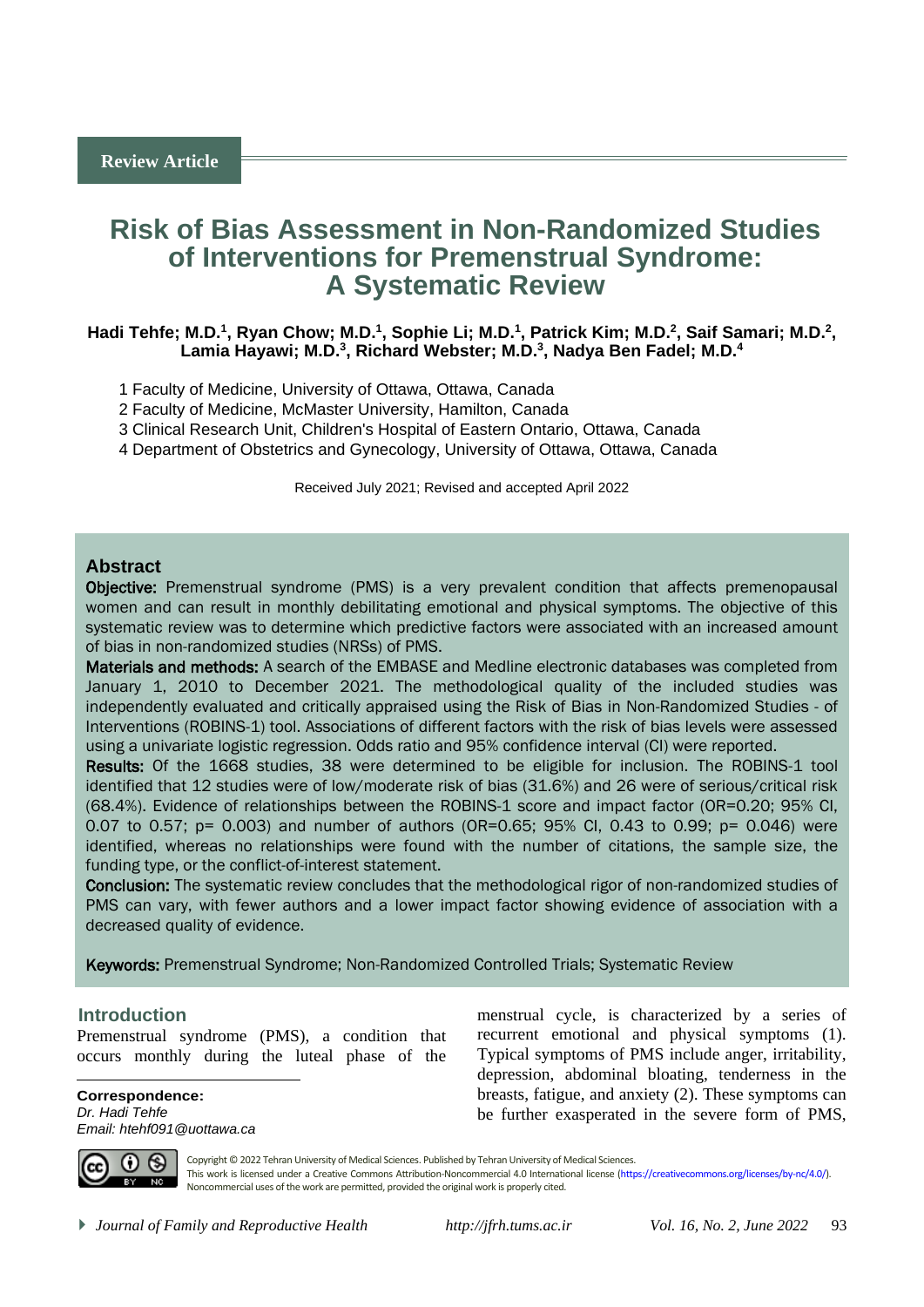Review Article

# Risk of Bias Assessment in Non-Randomized Studies of Interventions for Premenstrual Syndrome: A Systematic Review

**Hadi Tehfe; M.D.[1], Ryan Chow; M.D.[1], Sophie Li; M.D.[1], Patrick Kim; M.D.[2], Saif Samari; M.D.[2], Lamia Hayawi; M.D.[3], Richard Webster; M.D.[3], Nadya Ben Fadel; M.D.[4]**

1 Faculty of Medicine, University of Ottawa, Ottawa, Canada
2 Faculty of Medicine, McMaster University, Hamilton, Canada
3 Clinical Research Unit, Children's Hospital of Eastern Ontario, Ottawa, Canada
4 Department of Obstetrics and Gynecology, University of Ottawa, Ottawa, Canada

Received July 2021; Revised and accepted April 2022

## Abstract

**Objective:** Premenstrual syndrome (PMS) is a very prevalent condition that affects premenopausal women and can result in monthly debilitating emotional and physical symptoms. The objective of this systematic review was to determine which predictive factors were associated with an increased amount of bias in non-randomized studies (NRSs) of PMS.

**Materials and methods:** A search of the EMBASE and Medline electronic databases was completed from January 1, 2010 to December 2021. The methodological quality of the included studies was independently evaluated and critically appraised using the Risk of Bias in Non-Randomized Studies - of Interventions (ROBINS-1) tool. Associations of different factors with the risk of bias levels were assessed using a univariate logistic regression. Odds ratio and 95% confidence interval (CI) were reported.

**Results:** Of the 1668 studies, 38 were determined to be eligible for inclusion. The ROBINS-1 tool identified that 12 studies were of low/moderate risk of bias (31.6%) and 26 were of serious/critical risk (68.4%). Evidence of relationships between the ROBINS-1 score and impact factor (OR=0.20; 95% CI, 0.07 to 0.57; p= 0.003) and number of authors (OR=0.65; 95% CI, 0.43 to 0.99; p= 0.046) were identified, whereas no relationships were found with the number of citations, the sample size, the funding type, or the conflict-of-interest statement.

**Conclusion:** The systematic review concludes that the methodological rigor of non-randomized studies of PMS can vary, with fewer authors and a lower impact factor showing evidence of association with a decreased quality of evidence.

**Keywords:** Premenstrual Syndrome; Non-Randomized Controlled Trials; Systematic Review

## Introduction

Premenstrual syndrome (PMS), a condition that occurs monthly during the luteal phase of the menstrual cycle, is characterized by a series of recurrent emotional and physical symptoms (1). Typical symptoms of PMS include anger, irritability, depression, abdominal bloating, tenderness in the breasts, fatigue, and anxiety (2). These symptoms can be further exasperated in the severe form of PMS,

**Correspondence:**
*Dr. Hadi Tehfe*
*Email: htehf091@uottawa.ca*

Copyright © 2022 Tehran University of Medical Sciences. Published by Tehran University of Medical Sciences.
This work is licensed under a Creative Commons Attribution-Noncommercial 4.0 International license (https://creativecommons.org/licenses/by-nc/4.0/). Noncommercial uses of the work are permitted, provided the original work is properly cited.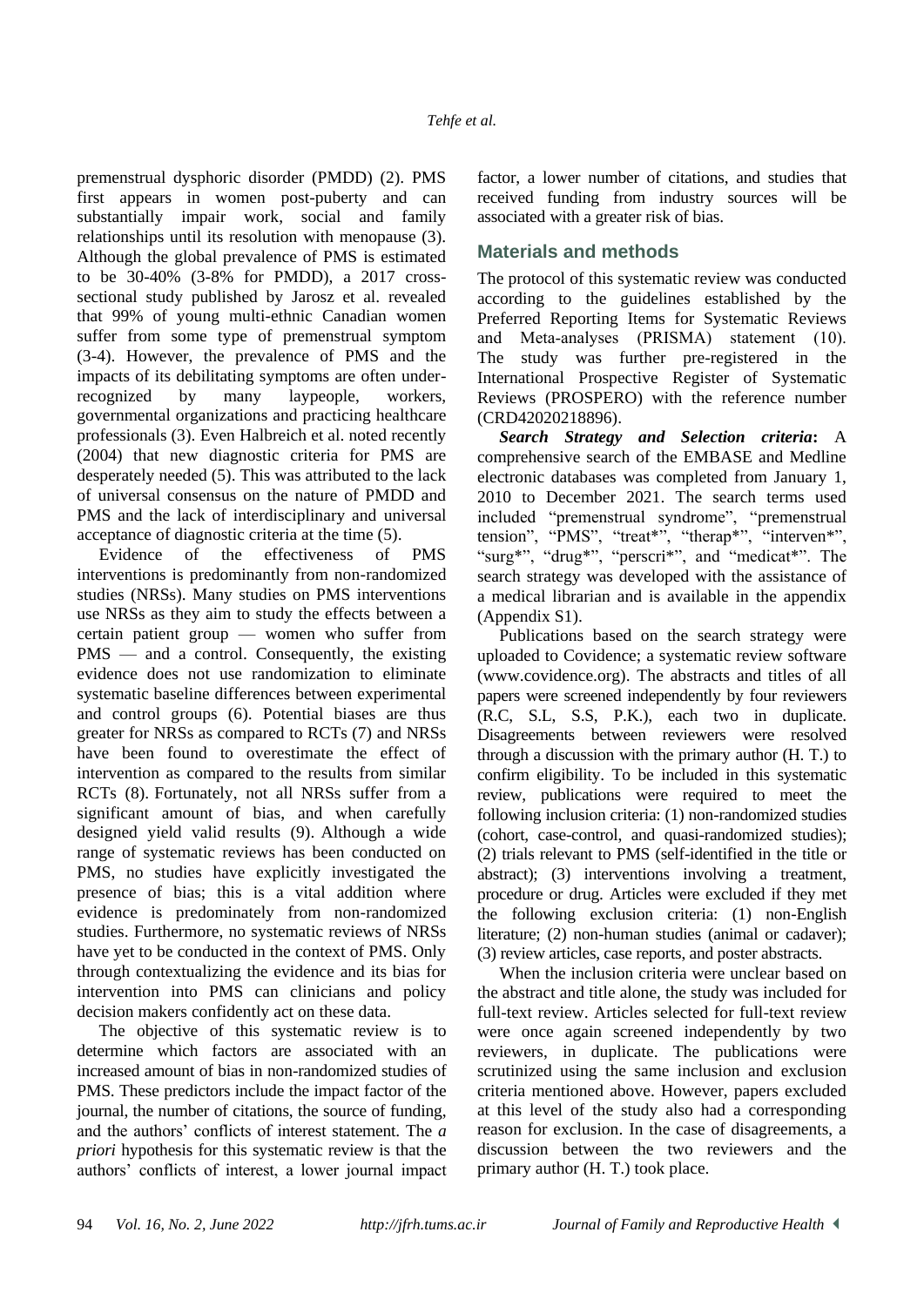premenstrual dysphoric disorder (PMDD) (2). PMS first appears in women post-puberty and can substantially impair work, social and family relationships until its resolution with menopause (3). Although the global prevalence of PMS is estimated to be 30-40% (3-8% for PMDD), a 2017 cross-sectional study published by Jarosz et al. revealed that 99% of young multi-ethnic Canadian women suffer from some type of premenstrual symptom (3-4). However, the prevalence of PMS and the impacts of its debilitating symptoms are often under-recognized by many laypeople, workers, governmental organizations and practicing healthcare professionals (3). Even Halbreich et al. noted recently (2004) that new diagnostic criteria for PMS are desperately needed (5). This was attributed to the lack of universal consensus on the nature of PMDD and PMS and the lack of interdisciplinary and universal acceptance of diagnostic criteria at the time (5).

Evidence of the effectiveness of PMS interventions is predominantly from non-randomized studies (NRSs). Many studies on PMS interventions use NRSs as they aim to study the effects between a certain patient group — women who suffer from PMS — and a control. Consequently, the existing evidence does not use randomization to eliminate systematic baseline differences between experimental and control groups (6). Potential biases are thus greater for NRSs as compared to RCTs (7) and NRSs have been found to overestimate the effect of intervention as compared to the results from similar RCTs (8). Fortunately, not all NRSs suffer from a significant amount of bias, and when carefully designed yield valid results (9). Although a wide range of systematic reviews has been conducted on PMS, no studies have explicitly investigated the presence of bias; this is a vital addition where evidence is predominately from non-randomized studies. Furthermore, no systematic reviews of NRSs have yet to be conducted in the context of PMS. Only through contextualizing the evidence and its bias for intervention into PMS can clinicians and policy decision makers confidently act on these data.

The objective of this systematic review is to determine which factors are associated with an increased amount of bias in non-randomized studies of PMS. These predictors include the impact factor of the journal, the number of citations, the source of funding, and the authors' conflicts of interest statement. The *a priori* hypothesis for this systematic review is that the authors' conflicts of interest, a lower journal impact factor, a lower number of citations, and studies that received funding from industry sources will be associated with a greater risk of bias.

## Materials and methods

The protocol of this systematic review was conducted according to the guidelines established by the Preferred Reporting Items for Systematic Reviews and Meta-analyses (PRISMA) statement (10). The study was further pre-registered in the International Prospective Register of Systematic Reviews (PROSPERO) with the reference number (CRD42020218896).

***Search Strategy and Selection criteria*:** A comprehensive search of the EMBASE and Medline electronic databases was completed from January 1, 2010 to December 2021. The search terms used included "premenstrual syndrome", "premenstrual tension", "PMS", "treat*", "therap*", "interven*", "surg*", "drug*", "perscri*", and "medicat*". The search strategy was developed with the assistance of a medical librarian and is available in the appendix (Appendix S1).

Publications based on the search strategy were uploaded to Covidence; a systematic review software (www.covidence.org). The abstracts and titles of all papers were screened independently by four reviewers (R.C, S.L, S.S, P.K.), each two in duplicate. Disagreements between reviewers were resolved through a discussion with the primary author (H. T.) to confirm eligibility. To be included in this systematic review, publications were required to meet the following inclusion criteria: (1) non-randomized studies (cohort, case-control, and quasi-randomized studies); (2) trials relevant to PMS (self-identified in the title or abstract); (3) interventions involving a treatment, procedure or drug. Articles were excluded if they met the following exclusion criteria: (1) non-English literature; (2) non-human studies (animal or cadaver); (3) review articles, case reports, and poster abstracts.

When the inclusion criteria were unclear based on the abstract and title alone, the study was included for full-text review. Articles selected for full-text review were once again screened independently by two reviewers, in duplicate. The publications were scrutinized using the same inclusion and exclusion criteria mentioned above. However, papers excluded at this level of the study also had a corresponding reason for exclusion. In the case of disagreements, a discussion between the two reviewers and the primary author (H. T.) took place.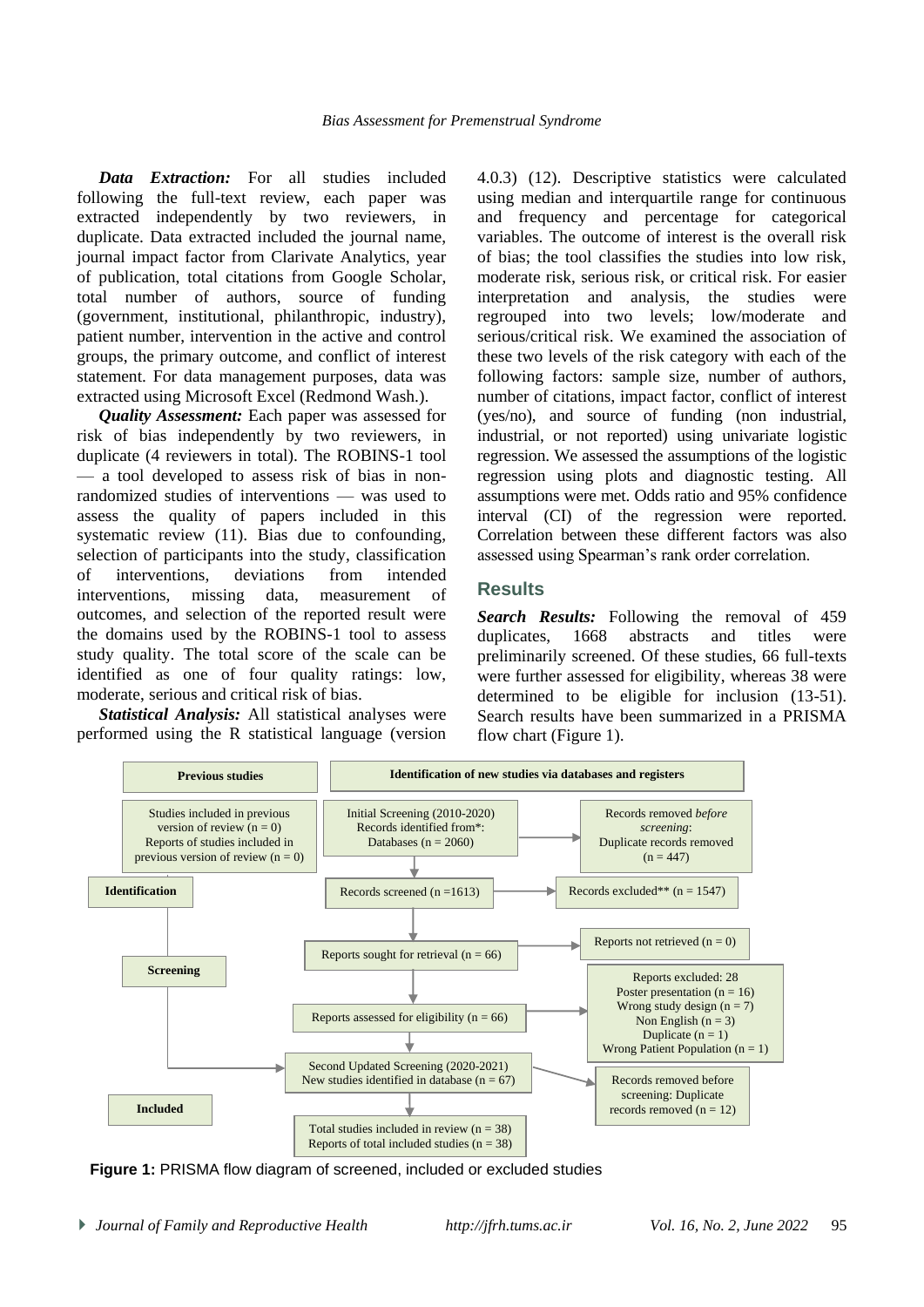***Data Extraction:*** For all studies included following the full-text review, each paper was extracted independently by two reviewers, in duplicate. Data extracted included the journal name, journal impact factor from Clarivate Analytics, year of publication, total citations from Google Scholar, total number of authors, source of funding (government, institutional, philanthropic, industry), patient number, intervention in the active and control groups, the primary outcome, and conflict of interest statement. For data management purposes, data was extracted using Microsoft Excel (Redmond Wash.).

***Quality Assessment:*** Each paper was assessed for risk of bias independently by two reviewers, in duplicate (4 reviewers in total). The ROBINS-1 tool — a tool developed to assess risk of bias in non-randomized studies of interventions — was used to assess the quality of papers included in this systematic review (11). Bias due to confounding, selection of participants into the study, classification of interventions, deviations from intended interventions, missing data, measurement of outcomes, and selection of the reported result were the domains used by the ROBINS-1 tool to assess study quality. The total score of the scale can be identified as one of four quality ratings: low, moderate, serious and critical risk of bias.

***Statistical Analysis:*** All statistical analyses were performed using the R statistical language (version 4.0.3) (12). Descriptive statistics were calculated using median and interquartile range for continuous and frequency and percentage for categorical variables. The outcome of interest is the overall risk of bias; the tool classifies the studies into low risk, moderate risk, serious risk, or critical risk. For easier interpretation and analysis, the studies were regrouped into two levels; low/moderate and serious/critical risk. We examined the association of these two levels of the risk category with each of the following factors: sample size, number of authors, number of citations, impact factor, conflict of interest (yes/no), and source of funding (non industrial, industrial, or not reported) using univariate logistic regression. We assessed the assumptions of the logistic regression using plots and diagnostic testing. All assumptions were met. Odds ratio and 95% confidence interval (CI) of the regression were reported. Correlation between these different factors was also assessed using Spearman's rank order correlation.

## Results

***Search Results:*** Following the removal of 459 duplicates, 1668 abstracts and titles were preliminarily screened. Of these studies, 66 full-texts were further assessed for eligibility, whereas 38 were determined to be eligible for inclusion (13-51). Search results have been summarized in a PRISMA flow chart (Figure 1).

**Previous studies**

Studies included in previous version of review (n = 0)
Reports of studies included in previous version of review (n = 0)

**Identification of new studies via databases and registers**

**Identification**

Initial Screening (2010-2020)
Records identified from*:
Databases (n = 2060)

Records removed *before screening*:
Duplicate records removed (n = 447)

Records screened (n =1613)

Records excluded** (n = 1547)

**Screening**

Reports sought for retrieval (n = 66)

Reports not retrieved (n = 0)

Reports assessed for eligibility (n = 66)

Reports excluded: 28
Poster presentation (n = 16)
Wrong study design (n = 7)
Non English (n = 3)
Duplicate (n = 1)
Wrong Patient Population (n = 1)

Second Updated Screening (2020-2021)
New studies identified in database (n = 67)

Records removed before screening: Duplicate records removed (n = 12)

**Included**

Total studies included in review (n = 38)
Reports of total included studies (n = 38)

**Figure 1:** PRISMA flow diagram of screened, included or excluded studies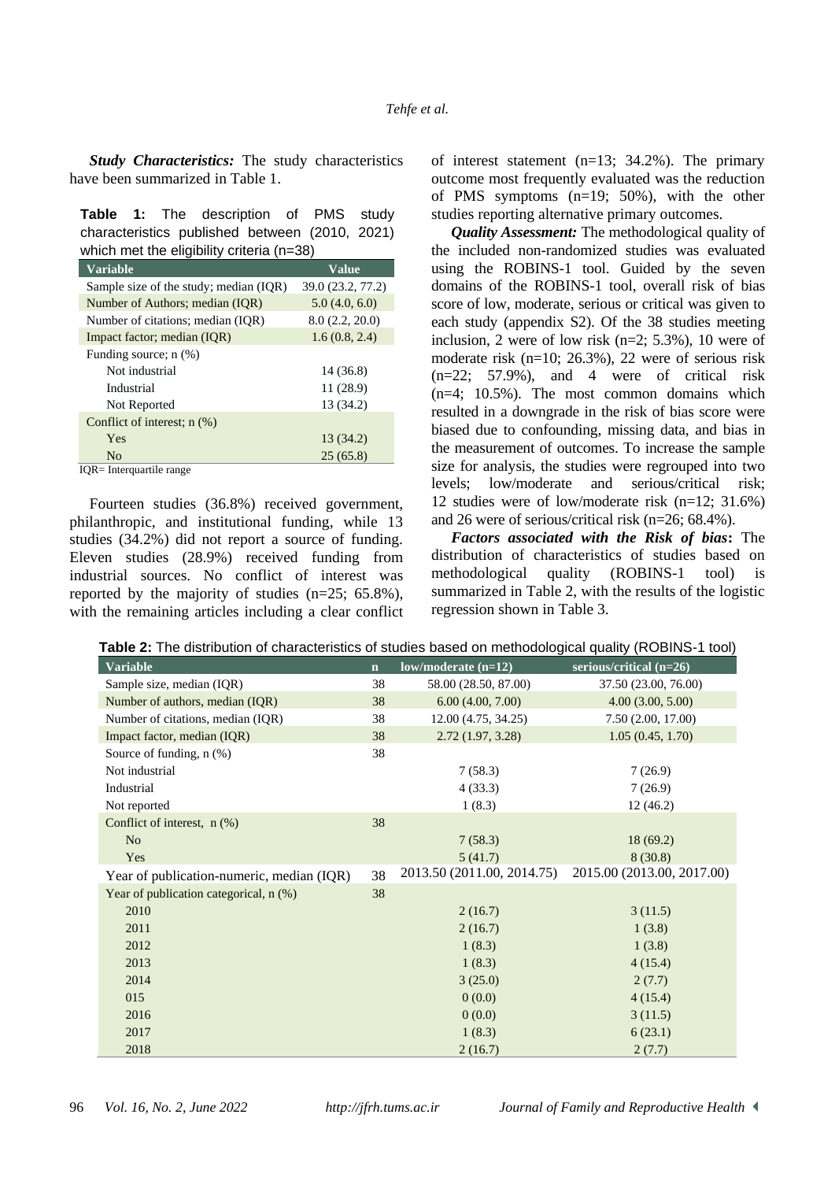***Study Characteristics:*** The study characteristics have been summarized in Table 1.

**Table 1:** The description of PMS study characteristics published between (2010, 2021) which met the eligibility criteria (n=38)

| Variable | Value |
|---|---|
| Sample size of the study; median (IQR) | 39.0 (23.2, 77.2) |
| Number of Authors; median (IQR) | 5.0 (4.0, 6.0) |
| Number of citations; median (IQR) | 8.0 (2.2, 20.0) |
| Impact factor; median (IQR) | 1.6 (0.8, 2.4) |
| Funding source; n (%) | |
| Not industrial | 14 (36.8) |
| Industrial | 11 (28.9) |
| Not Reported | 13 (34.2) |
| Conflict of interest; n (%) | |
| Yes | 13 (34.2) |
| No | 25 (65.8) |

IQR= Interquartile range

Fourteen studies (36.8%) received government, philanthropic, and institutional funding, while 13 studies (34.2%) did not report a source of funding. Eleven studies (28.9%) received funding from industrial sources. No conflict of interest was reported by the majority of studies (n=25; 65.8%), with the remaining articles including a clear conflict of interest statement (n=13; 34.2%). The primary outcome most frequently evaluated was the reduction of PMS symptoms (n=19; 50%), with the other studies reporting alternative primary outcomes.

***Quality Assessment:*** The methodological quality of the included non-randomized studies was evaluated using the ROBINS-1 tool. Guided by the seven domains of the ROBINS-1 tool, overall risk of bias score of low, moderate, serious or critical was given to each study (appendix S2). Of the 38 studies meeting inclusion, 2 were of low risk (n=2; 5.3%), 10 were of moderate risk (n=10; 26.3%), 22 were of serious risk (n=22; 57.9%), and 4 were of critical risk (n=4; 10.5%). The most common domains which resulted in a downgrade in the risk of bias score were biased due to confounding, missing data, and bias in the measurement of outcomes. To increase the sample size for analysis, the studies were regrouped into two levels; low/moderate and serious/critical risk; 12 studies were of low/moderate risk (n=12; 31.6%) and 26 were of serious/critical risk (n=26; 68.4%).

***Factors associated with the Risk of bias*:** The distribution of characteristics of studies based on methodological quality (ROBINS-1 tool) is summarized in Table 2, with the results of the logistic regression shown in Table 3.

**Table 2:** The distribution of characteristics of studies based on methodological quality (ROBINS-1 tool)

| Variable | n | low/moderate (n=12) | serious/critical (n=26) |
|---|---|---|---|
| Sample size, median (IQR) | 38 | 58.00 (28.50, 87.00) | 37.50 (23.00, 76.00) |
| Number of authors, median (IQR) | 38 | 6.00 (4.00, 7.00) | 4.00 (3.00, 5.00) |
| Number of citations, median (IQR) | 38 | 12.00 (4.75, 34.25) | 7.50 (2.00, 17.00) |
| Impact factor, median (IQR) | 38 | 2.72 (1.97, 3.28) | 1.05 (0.45, 1.70) |
| Source of funding, n (%) | 38 | | |
| Not industrial | | 7 (58.3) | 7 (26.9) |
| Industrial | | 4 (33.3) | 7 (26.9) |
| Not reported | | 1 (8.3) | 12 (46.2) |
| Conflict of interest, n (%) | 38 | | |
| No | | 7 (58.3) | 18 (69.2) |
| Yes | | 5 (41.7) | 8 (30.8) |
| Year of publication-numeric, median (IQR) | 38 | 2013.50 (2011.00, 2014.75) | 2015.00 (2013.00, 2017.00) |
| Year of publication categorical, n (%) | 38 | | |
| 2010 | | 2 (16.7) | 3 (11.5) |
| 2011 | | 2 (16.7) | 1 (3.8) |
| 2012 | | 1 (8.3) | 1 (3.8) |
| 2013 | | 1 (8.3) | 4 (15.4) |
| 2014 | | 3 (25.0) | 2 (7.7) |
| 015 | | 0 (0.0) | 4 (15.4) |
| 2016 | | 0 (0.0) | 3 (11.5) |
| 2017 | | 1 (8.3) | 6 (23.1) |
| 2018 | | 2 (16.7) | 2 (7.7) |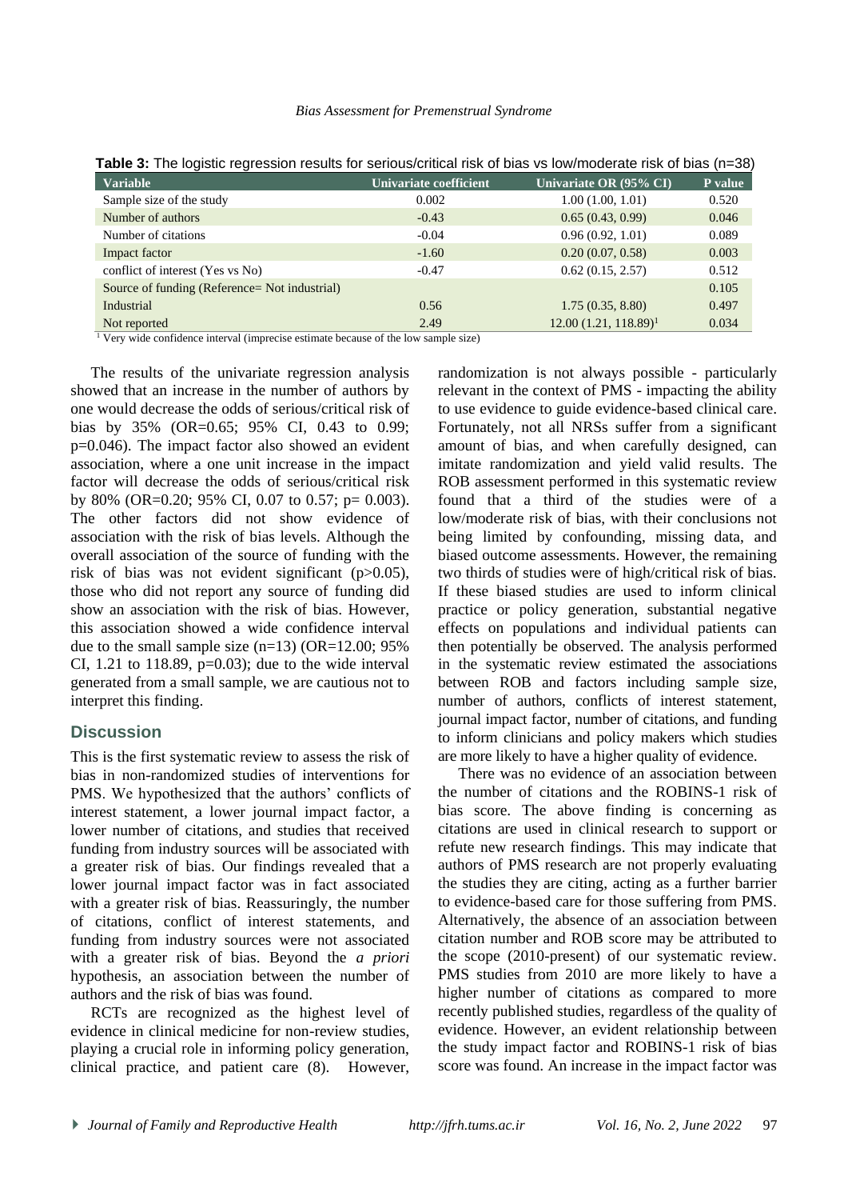**Table 3:** The logistic regression results for serious/critical risk of bias vs low/moderate risk of bias (n=38)

| Variable | Univariate coefficient | Univariate OR (95% CI) | P value |
|---|---|---|---|
| Sample size of the study | 0.002 | 1.00 (1.00, 1.01) | 0.520 |
| Number of authors | -0.43 | 0.65 (0.43, 0.99) | 0.046 |
| Number of citations | -0.04 | 0.96 (0.92, 1.01) | 0.089 |
| Impact factor | -1.60 | 0.20 (0.07, 0.58) | 0.003 |
| conflict of interest (Yes vs No) | -0.47 | 0.62 (0.15, 2.57) | 0.512 |
| Source of funding (Reference= Not industrial) | | | 0.105 |
| Industrial | 0.56 | 1.75 (0.35, 8.80) | 0.497 |
| Not reported | 2.49 | 12.00 (1.21, 118.89)[1] | 0.034 |

[1] Very wide confidence interval (imprecise estimate because of the low sample size)

The results of the univariate regression analysis showed that an increase in the number of authors by one would decrease the odds of serious/critical risk of bias by 35% (OR=0.65; 95% CI, 0.43 to 0.99; p=0.046). The impact factor also showed an evident association, where a one unit increase in the impact factor will decrease the odds of serious/critical risk by 80% (OR=0.20; 95% CI, 0.07 to 0.57; p= 0.003). The other factors did not show evidence of association with the risk of bias levels. Although the overall association of the source of funding with the risk of bias was not evident significant (p>0.05), those who did not report any source of funding did show an association with the risk of bias. However, this association showed a wide confidence interval due to the small sample size (n=13) (OR=12.00; 95% CI, 1.21 to 118.89, p=0.03); due to the wide interval generated from a small sample, we are cautious not to interpret this finding.

## Discussion

This is the first systematic review to assess the risk of bias in non-randomized studies of interventions for PMS. We hypothesized that the authors' conflicts of interest statement, a lower journal impact factor, a lower number of citations, and studies that received funding from industry sources will be associated with a greater risk of bias. Our findings revealed that a lower journal impact factor was in fact associated with a greater risk of bias. Reassuringly, the number of citations, conflict of interest statements, and funding from industry sources were not associated with a greater risk of bias. Beyond the *a priori* hypothesis, an association between the number of authors and the risk of bias was found.

RCTs are recognized as the highest level of evidence in clinical medicine for non-review studies, playing a crucial role in informing policy generation, clinical practice, and patient care (8). However, randomization is not always possible - particularly relevant in the context of PMS - impacting the ability to use evidence to guide evidence-based clinical care. Fortunately, not all NRSs suffer from a significant amount of bias, and when carefully designed, can imitate randomization and yield valid results. The ROB assessment performed in this systematic review found that a third of the studies were of a low/moderate risk of bias, with their conclusions not being limited by confounding, missing data, and biased outcome assessments. However, the remaining two thirds of studies were of high/critical risk of bias. If these biased studies are used to inform clinical practice or policy generation, substantial negative effects on populations and individual patients can then potentially be observed. The analysis performed in the systematic review estimated the associations between ROB and factors including sample size, number of authors, conflicts of interest statement, journal impact factor, number of citations, and funding to inform clinicians and policy makers which studies are more likely to have a higher quality of evidence.

There was no evidence of an association between the number of citations and the ROBINS-1 risk of bias score. The above finding is concerning as citations are used in clinical research to support or refute new research findings. This may indicate that authors of PMS research are not properly evaluating the studies they are citing, acting as a further barrier to evidence-based care for those suffering from PMS. Alternatively, the absence of an association between citation number and ROB score may be attributed to the scope (2010-present) of our systematic review. PMS studies from 2010 are more likely to have a higher number of citations as compared to more recently published studies, regardless of the quality of evidence. However, an evident relationship between the study impact factor and ROBINS-1 risk of bias score was found. An increase in the impact factor was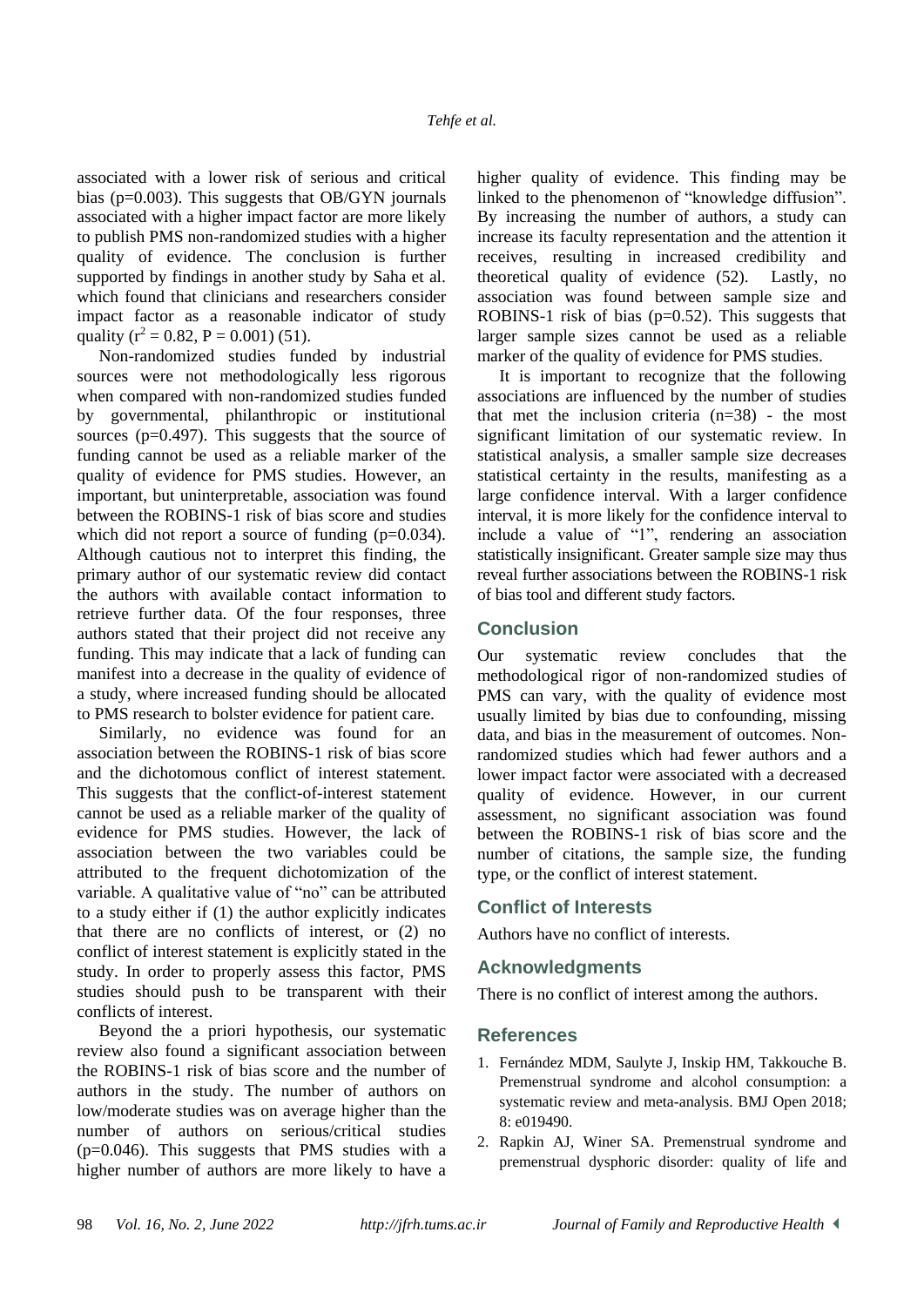associated with a lower risk of serious and critical bias (p=0.003). This suggests that OB/GYN journals associated with a higher impact factor are more likely to publish PMS non-randomized studies with a higher quality of evidence. The conclusion is further supported by findings in another study by Saha et al. which found that clinicians and researchers consider impact factor as a reasonable indicator of study quality ($r^2 = 0.82$, P = 0.001) (51).

Non-randomized studies funded by industrial sources were not methodologically less rigorous when compared with non-randomized studies funded by governmental, philanthropic or institutional sources (p=0.497). This suggests that the source of funding cannot be used as a reliable marker of the quality of evidence for PMS studies. However, an important, but uninterpretable, association was found between the ROBINS-1 risk of bias score and studies which did not report a source of funding (p=0.034). Although cautious not to interpret this finding, the primary author of our systematic review did contact the authors with available contact information to retrieve further data. Of the four responses, three authors stated that their project did not receive any funding. This may indicate that a lack of funding can manifest into a decrease in the quality of evidence of a study, where increased funding should be allocated to PMS research to bolster evidence for patient care.

Similarly, no evidence was found for an association between the ROBINS-1 risk of bias score and the dichotomous conflict of interest statement. This suggests that the conflict-of-interest statement cannot be used as a reliable marker of the quality of evidence for PMS studies. However, the lack of association between the two variables could be attributed to the frequent dichotomization of the variable. A qualitative value of "no" can be attributed to a study either if (1) the author explicitly indicates that there are no conflicts of interest, or (2) no conflict of interest statement is explicitly stated in the study. In order to properly assess this factor, PMS studies should push to be transparent with their conflicts of interest.

Beyond the a priori hypothesis, our systematic review also found a significant association between the ROBINS-1 risk of bias score and the number of authors in the study. The number of authors on low/moderate studies was on average higher than the number of authors on serious/critical studies (p=0.046). This suggests that PMS studies with a higher number of authors are more likely to have a higher quality of evidence. This finding may be linked to the phenomenon of "knowledge diffusion". By increasing the number of authors, a study can increase its faculty representation and the attention it receives, resulting in increased credibility and theoretical quality of evidence (52). Lastly, no association was found between sample size and ROBINS-1 risk of bias (p=0.52). This suggests that larger sample sizes cannot be used as a reliable marker of the quality of evidence for PMS studies.

It is important to recognize that the following associations are influenced by the number of studies that met the inclusion criteria (n=38) - the most significant limitation of our systematic review. In statistical analysis, a smaller sample size decreases statistical certainty in the results, manifesting as a large confidence interval. With a larger confidence interval, it is more likely for the confidence interval to include a value of "1", rendering an association statistically insignificant. Greater sample size may thus reveal further associations between the ROBINS-1 risk of bias tool and different study factors.

## Conclusion

Our systematic review concludes that the methodological rigor of non-randomized studies of PMS can vary, with the quality of evidence most usually limited by bias due to confounding, missing data, and bias in the measurement of outcomes. Non-randomized studies which had fewer authors and a lower impact factor were associated with a decreased quality of evidence. However, in our current assessment, no significant association was found between the ROBINS-1 risk of bias score and the number of citations, the sample size, the funding type, or the conflict of interest statement.

## Conflict of Interests

Authors have no conflict of interests.

## Acknowledgments

There is no conflict of interest among the authors.

## References

1. Fernández MDM, Saulyte J, Inskip HM, Takkouche B. Premenstrual syndrome and alcohol consumption: a systematic review and meta-analysis. BMJ Open 2018; 8: e019490.
2. Rapkin AJ, Winer SA. Premenstrual syndrome and premenstrual dysphoric disorder: quality of life and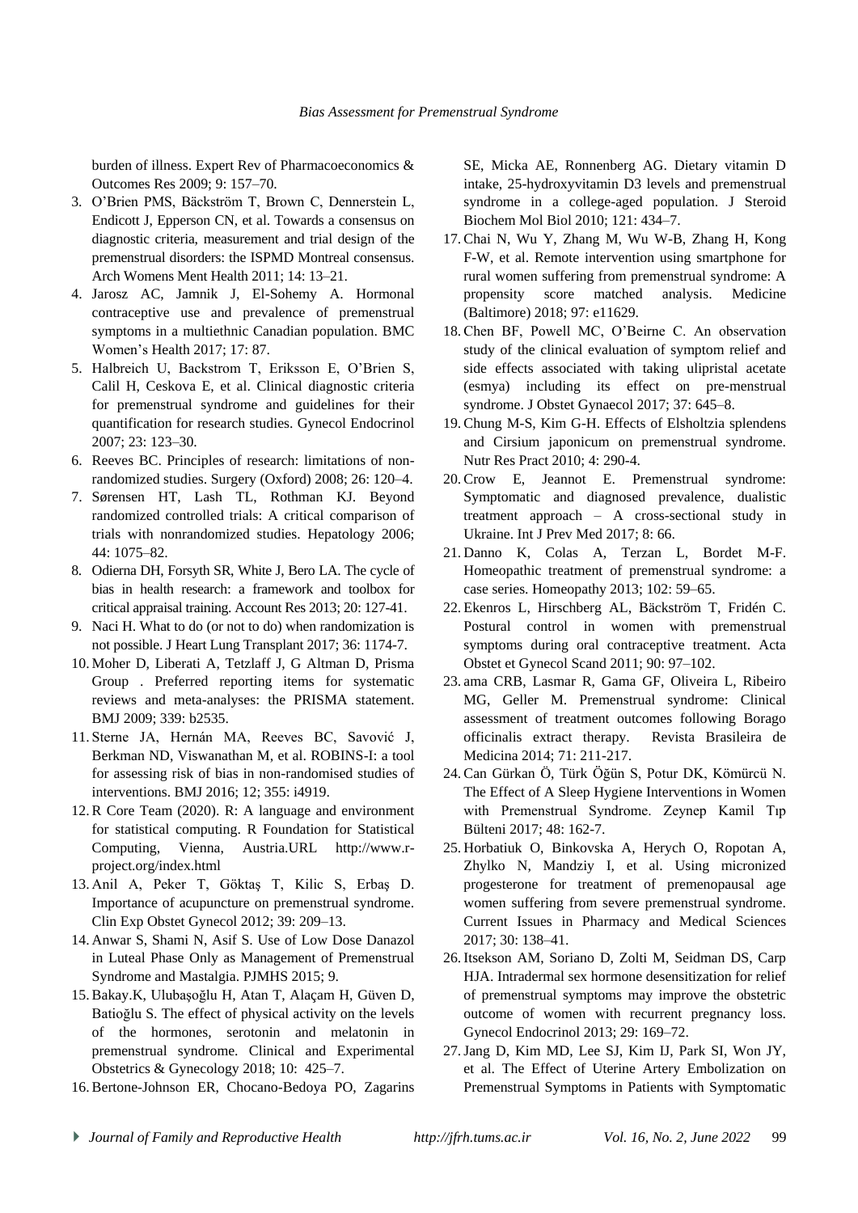burden of illness. Expert Rev of Pharmacoeconomics & Outcomes Res 2009; 9: 157–70.

3. O'Brien PMS, Bäckström T, Brown C, Dennerstein L, Endicott J, Epperson CN, et al. Towards a consensus on diagnostic criteria, measurement and trial design of the premenstrual disorders: the ISPMD Montreal consensus. Arch Womens Ment Health 2011; 14: 13–21.
4. Jarosz AC, Jamnik J, El-Sohemy A. Hormonal contraceptive use and prevalence of premenstrual symptoms in a multiethnic Canadian population. BMC Women's Health 2017; 17: 87.
5. Halbreich U, Backstrom T, Eriksson E, O'Brien S, Calil H, Ceskova E, et al. Clinical diagnostic criteria for premenstrual syndrome and guidelines for their quantification for research studies. Gynecol Endocrinol 2007; 23: 123–30.
6. Reeves BC. Principles of research: limitations of non-randomized studies. Surgery (Oxford) 2008; 26: 120–4.
7. Sørensen HT, Lash TL, Rothman KJ. Beyond randomized controlled trials: A critical comparison of trials with nonrandomized studies. Hepatology 2006; 44: 1075–82.
8. Odierna DH, Forsyth SR, White J, Bero LA. The cycle of bias in health research: a framework and toolbox for critical appraisal training. Account Res 2013; 20: 127-41.
9. Naci H. What to do (or not to do) when randomization is not possible. J Heart Lung Transplant 2017; 36: 1174-7.
10. Moher D, Liberati A, Tetzlaff J, G Altman D, Prisma Group . Preferred reporting items for systematic reviews and meta-analyses: the PRISMA statement. BMJ 2009; 339: b2535.
11. Sterne JA, Hernán MA, Reeves BC, Savović J, Berkman ND, Viswanathan M, et al. ROBINS-I: a tool for assessing risk of bias in non-randomised studies of interventions. BMJ 2016; 12; 355: i4919.
12. R Core Team (2020). R: A language and environment for statistical computing. R Foundation for Statistical Computing, Vienna, Austria.URL http://www.r-project.org/index.html
13. Anil A, Peker T, Göktaş T, Kilic S, Erbaş D. Importance of acupuncture on premenstrual syndrome. Clin Exp Obstet Gynecol 2012; 39: 209–13.
14. Anwar S, Shami N, Asif S. Use of Low Dose Danazol in Luteal Phase Only as Management of Premenstrual Syndrome and Mastalgia. PJMHS 2015; 9.
15. Bakay.K, Ulubaşoğlu H, Atan T, Alaçam H, Güven D, Batioğlu S. The effect of physical activity on the levels of the hormones, serotonin and melatonin in premenstrual syndrome. Clinical and Experimental Obstetrics & Gynecology 2018; 10: 425–7.
16. Bertone-Johnson ER, Chocano-Bedoya PO, Zagarins SE, Micka AE, Ronnenberg AG. Dietary vitamin D intake, 25-hydroxyvitamin D3 levels and premenstrual syndrome in a college-aged population. J Steroid Biochem Mol Biol 2010; 121: 434–7.
17. Chai N, Wu Y, Zhang M, Wu W-B, Zhang H, Kong F-W, et al. Remote intervention using smartphone for rural women suffering from premenstrual syndrome: A propensity score matched analysis. Medicine (Baltimore) 2018; 97: e11629.
18. Chen BF, Powell MC, O'Beirne C. An observation study of the clinical evaluation of symptom relief and side effects associated with taking ulipristal acetate (esmya) including its effect on pre-menstrual syndrome. J Obstet Gynaecol 2017; 37: 645–8.
19. Chung M-S, Kim G-H. Effects of Elsholtzia splendens and Cirsium japonicum on premenstrual syndrome. Nutr Res Pract 2010; 4: 290-4.
20. Crow E, Jeannot E. Premenstrual syndrome: Symptomatic and diagnosed prevalence, dualistic treatment approach – A cross-sectional study in Ukraine. Int J Prev Med 2017; 8: 66.
21. Danno K, Colas A, Terzan L, Bordet M-F. Homeopathic treatment of premenstrual syndrome: a case series. Homeopathy 2013; 102: 59–65.
22. Ekenros L, Hirschberg AL, Bäckström T, Fridén C. Postural control in women with premenstrual symptoms during oral contraceptive treatment. Acta Obstet et Gynecol Scand 2011; 90: 97–102.
23. ama CRB, Lasmar R, Gama GF, Oliveira L, Ribeiro MG, Geller M. Premenstrual syndrome: Clinical assessment of treatment outcomes following Borago officinalis extract therapy. Revista Brasileira de Medicina 2014; 71: 211-217.
24. Can Gürkan Ö, Türk Öğün S, Potur DK, Kömürcü N. The Effect of A Sleep Hygiene Interventions in Women with Premenstrual Syndrome. Zeynep Kamil Tıp Bülteni 2017; 48: 162-7.
25. Horbatiuk O, Binkovska A, Herych O, Ropotan A, Zhylko N, Mandziy I, et al. Using micronized progesterone for treatment of premenopausal age women suffering from severe premenstrual syndrome. Current Issues in Pharmacy and Medical Sciences 2017; 30: 138–41.
26. Itsekson AM, Soriano D, Zolti M, Seidman DS, Carp HJA. Intradermal sex hormone desensitization for relief of premenstrual symptoms may improve the obstetric outcome of women with recurrent pregnancy loss. Gynecol Endocrinol 2013; 29: 169–72.
27. Jang D, Kim MD, Lee SJ, Kim IJ, Park SI, Won JY, et al. The Effect of Uterine Artery Embolization on Premenstrual Symptoms in Patients with Symptomatic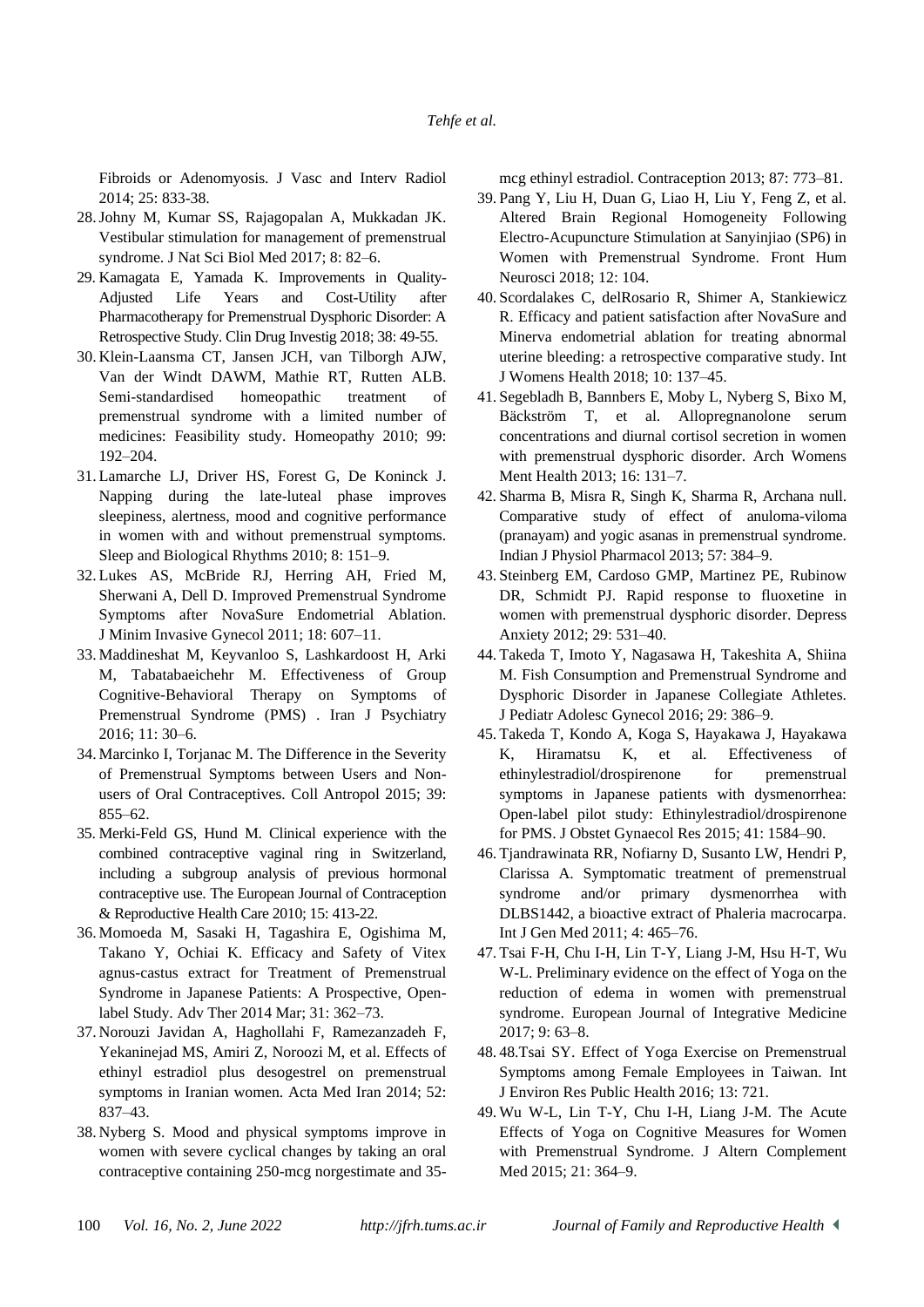Fibroids or Adenomyosis. J Vasc and Interv Radiol 2014; 25: 833-38.

28. Johny M, Kumar SS, Rajagopalan A, Mukkadan JK. Vestibular stimulation for management of premenstrual syndrome. J Nat Sci Biol Med 2017; 8: 82–6.
29. Kamagata E, Yamada K. Improvements in Quality-Adjusted Life Years and Cost-Utility after Pharmacotherapy for Premenstrual Dysphoric Disorder: A Retrospective Study. Clin Drug Investig 2018; 38: 49-55.
30. Klein-Laansma CT, Jansen JCH, van Tilborgh AJW, Van der Windt DAWM, Mathie RT, Rutten ALB. Semi-standardised homeopathic treatment of premenstrual syndrome with a limited number of medicines: Feasibility study. Homeopathy 2010; 99: 192–204.
31. Lamarche LJ, Driver HS, Forest G, De Koninck J. Napping during the late-luteal phase improves sleepiness, alertness, mood and cognitive performance in women with and without premenstrual symptoms. Sleep and Biological Rhythms 2010; 8: 151–9.
32. Lukes AS, McBride RJ, Herring AH, Fried M, Sherwani A, Dell D. Improved Premenstrual Syndrome Symptoms after NovaSure Endometrial Ablation. J Minim Invasive Gynecol 2011; 18: 607–11.
33. Maddineshat M, Keyvanloo S, Lashkardoost H, Arki M, Tabatabaeichehr M. Effectiveness of Group Cognitive-Behavioral Therapy on Symptoms of Premenstrual Syndrome (PMS) . Iran J Psychiatry 2016; 11: 30–6.
34. Marcinko I, Torjanac M. The Difference in the Severity of Premenstrual Symptoms between Users and Non-users of Oral Contraceptives. Coll Antropol 2015; 39: 855–62.
35. Merki-Feld GS, Hund M. Clinical experience with the combined contraceptive vaginal ring in Switzerland, including a subgroup analysis of previous hormonal contraceptive use. The European Journal of Contraception & Reproductive Health Care 2010; 15: 413-22.
36. Momoeda M, Sasaki H, Tagashira E, Ogishima M, Takano Y, Ochiai K. Efficacy and Safety of Vitex agnus-castus extract for Treatment of Premenstrual Syndrome in Japanese Patients: A Prospective, Open-label Study. Adv Ther 2014 Mar; 31: 362–73.
37. Norouzi Javidan A, Haghollahi F, Ramezanzadeh F, Yekaninejad MS, Amiri Z, Noroozi M, et al. Effects of ethinyl estradiol plus desogestrel on premenstrual symptoms in Iranian women. Acta Med Iran 2014; 52: 837–43.
38. Nyberg S. Mood and physical symptoms improve in women with severe cyclical changes by taking an oral contraceptive containing 250-mcg norgestimate and 35-mcg ethinyl estradiol. Contraception 2013; 87: 773–81.
39. Pang Y, Liu H, Duan G, Liao H, Liu Y, Feng Z, et al. Altered Brain Regional Homogeneity Following Electro-Acupuncture Stimulation at Sanyinjiao (SP6) in Women with Premenstrual Syndrome. Front Hum Neurosci 2018; 12: 104.
40. Scordalakes C, delRosario R, Shimer A, Stankiewicz R. Efficacy and patient satisfaction after NovaSure and Minerva endometrial ablation for treating abnormal uterine bleeding: a retrospective comparative study. Int J Womens Health 2018; 10: 137–45.
41. Segebladh B, Bannbers E, Moby L, Nyberg S, Bixo M, Bäckström T, et al. Allopregnanolone serum concentrations and diurnal cortisol secretion in women with premenstrual dysphoric disorder. Arch Womens Ment Health 2013; 16: 131–7.
42. Sharma B, Misra R, Singh K, Sharma R, Archana null. Comparative study of effect of anuloma-viloma (pranayam) and yogic asanas in premenstrual syndrome. Indian J Physiol Pharmacol 2013; 57: 384–9.
43. Steinberg EM, Cardoso GMP, Martinez PE, Rubinow DR, Schmidt PJ. Rapid response to fluoxetine in women with premenstrual dysphoric disorder. Depress Anxiety 2012; 29: 531–40.
44. Takeda T, Imoto Y, Nagasawa H, Takeshita A, Shiina M. Fish Consumption and Premenstrual Syndrome and Dysphoric Disorder in Japanese Collegiate Athletes. J Pediatr Adolesc Gynecol 2016; 29: 386–9.
45. Takeda T, Kondo A, Koga S, Hayakawa J, Hayakawa K, Hiramatsu K, et al. Effectiveness of ethinylestradiol/drospirenone for premenstrual symptoms in Japanese patients with dysmenorrhea: Open-label pilot study: Ethinylestradiol/drospirenone for PMS. J Obstet Gynaecol Res 2015; 41: 1584–90.
46. Tjandrawinata RR, Nofiarny D, Susanto LW, Hendri P, Clarissa A. Symptomatic treatment of premenstrual syndrome and/or primary dysmenorrhea with DLBS1442, a bioactive extract of Phaleria macrocarpa. Int J Gen Med 2011; 4: 465–76.
47. Tsai F-H, Chu I-H, Lin T-Y, Liang J-M, Hsu H-T, Wu W-L. Preliminary evidence on the effect of Yoga on the reduction of edema in women with premenstrual syndrome. European Journal of Integrative Medicine 2017; 9: 63–8.
48. 48.Tsai SY. Effect of Yoga Exercise on Premenstrual Symptoms among Female Employees in Taiwan. Int J Environ Res Public Health 2016; 13: 721.
49. Wu W-L, Lin T-Y, Chu I-H, Liang J-M. The Acute Effects of Yoga on Cognitive Measures for Women with Premenstrual Syndrome. J Altern Complement Med 2015; 21: 364–9.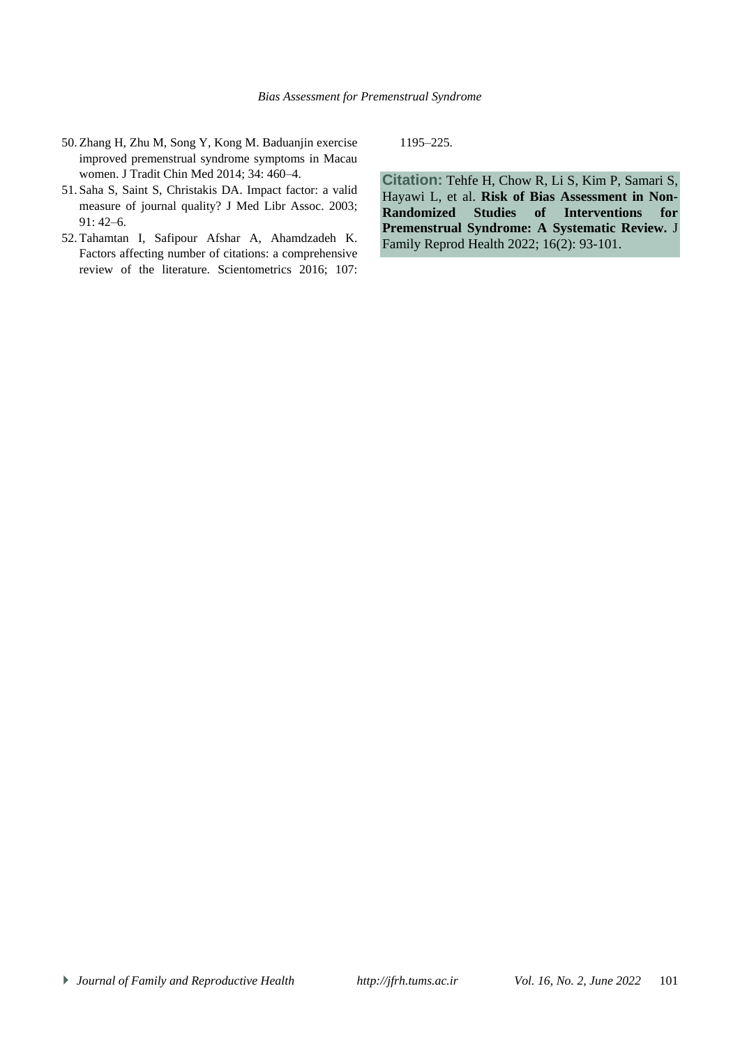50. Zhang H, Zhu M, Song Y, Kong M. Baduanjin exercise improved premenstrual syndrome symptoms in Macau women. J Tradit Chin Med 2014; 34: 460–4.
51. Saha S, Saint S, Christakis DA. Impact factor: a valid measure of journal quality? J Med Libr Assoc. 2003; 91: 42–6.
52. Tahamtan I, Safipour Afshar A, Ahamdzadeh K. Factors affecting number of citations: a comprehensive review of the literature. Scientometrics 2016; 107: 1195–225.

**Citation:** Tehfe H, Chow R, Li S, Kim P, Samari S, Hayawi L, et al. **Risk of Bias Assessment in Non-Randomized Studies of Interventions for Premenstrual Syndrome: A Systematic Review.** J Family Reprod Health 2022; 16(2): 93-101.